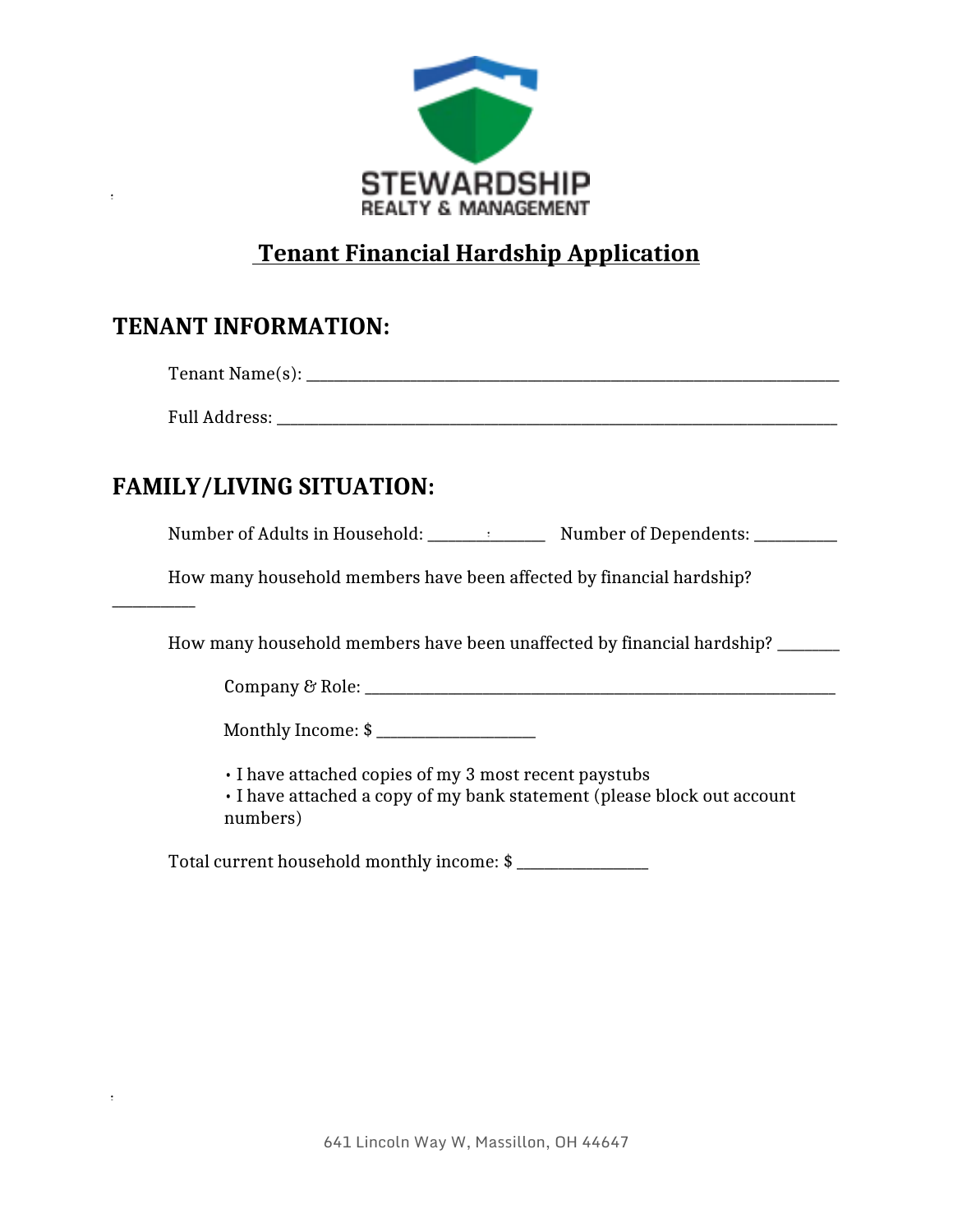STEWARDSHIP
REALTY & MANAGEMENT

# Tenant Financial Hardship Application

## TENANT INFORMATION:

Tenant Name(s): ___________________________________________________________________

Full Address: _____________________________________________________________________

## FAMILY/LIVING SITUATION:

Number of Adults in Household: _____________ Number of Dependents: __________

How many household members have been affected by financial hardship? __________

How many household members have been unaffected by financial hardship? _______

Company & Role: _______________________________________________________

Monthly Income: $ ___________________

- I have attached copies of my 3 most recent paystubs
- I have attached a copy of my bank statement (please block out account numbers)

Total current household monthly income: $ _______________

641 Lincoln Way W, Massillon, OH 44647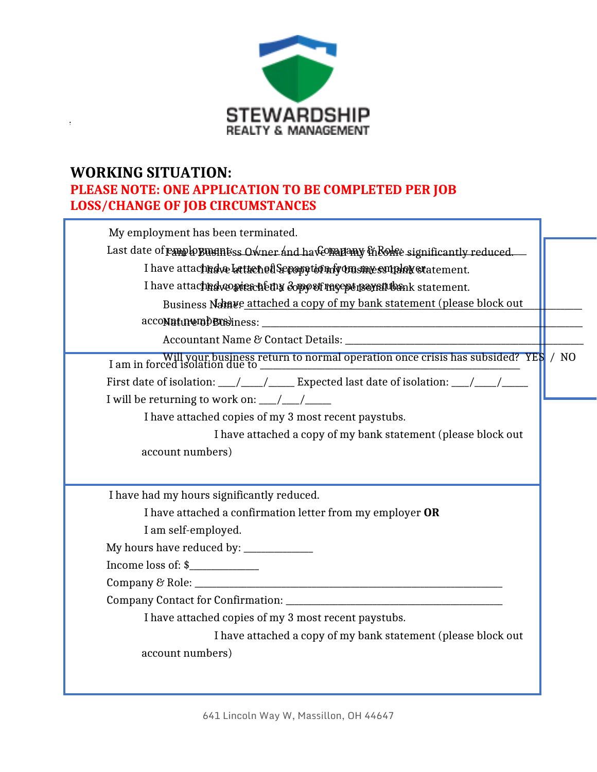## WORKING SITUATION:

**PLEASE NOTE: ONE APPLICATION TO BE COMPLETED PER JOB LOSS/CHANGE OF JOB CIRCUMSTANCES**

My employment has been terminated.

Last date of employment: ___/___/___ Company & Role: ______________________

I have attached a Letter of Separation from my employer.

I have attached copies of my 3 most recent paystubs.

I have attached a copy of my bank statement (please block out account numbers)

I am a Business Owner and have had my income significantly reduced.

I have attached a copy of my business bank statement.

I have attached a copy of my personal bank statement.

Business Name: ______________________________________________

Nature of Business: ___________________________________________

Accountant Name & Contact Details: ______________________________

Will your business return to normal operation once crisis has subsided? YES / NO

I am in forced isolation due to ___________________________________

First date of isolation: ___/____/_____ Expected last date of isolation: ___/____/_____

I will be returning to work on: ___/___/_____

I have attached copies of my 3 most recent paystubs.

I have attached a copy of my bank statement (please block out account numbers)

I have had my hours significantly reduced.

I have attached a confirmation letter from my employer **OR**

I am self-employed.

My hours have reduced by: ____________

Income loss of: $____________

Company & Role: ______________________________________________

Company Contact for Confirmation: _______________________________

I have attached copies of my 3 most recent paystubs.

I have attached a copy of my bank statement (please block out account numbers)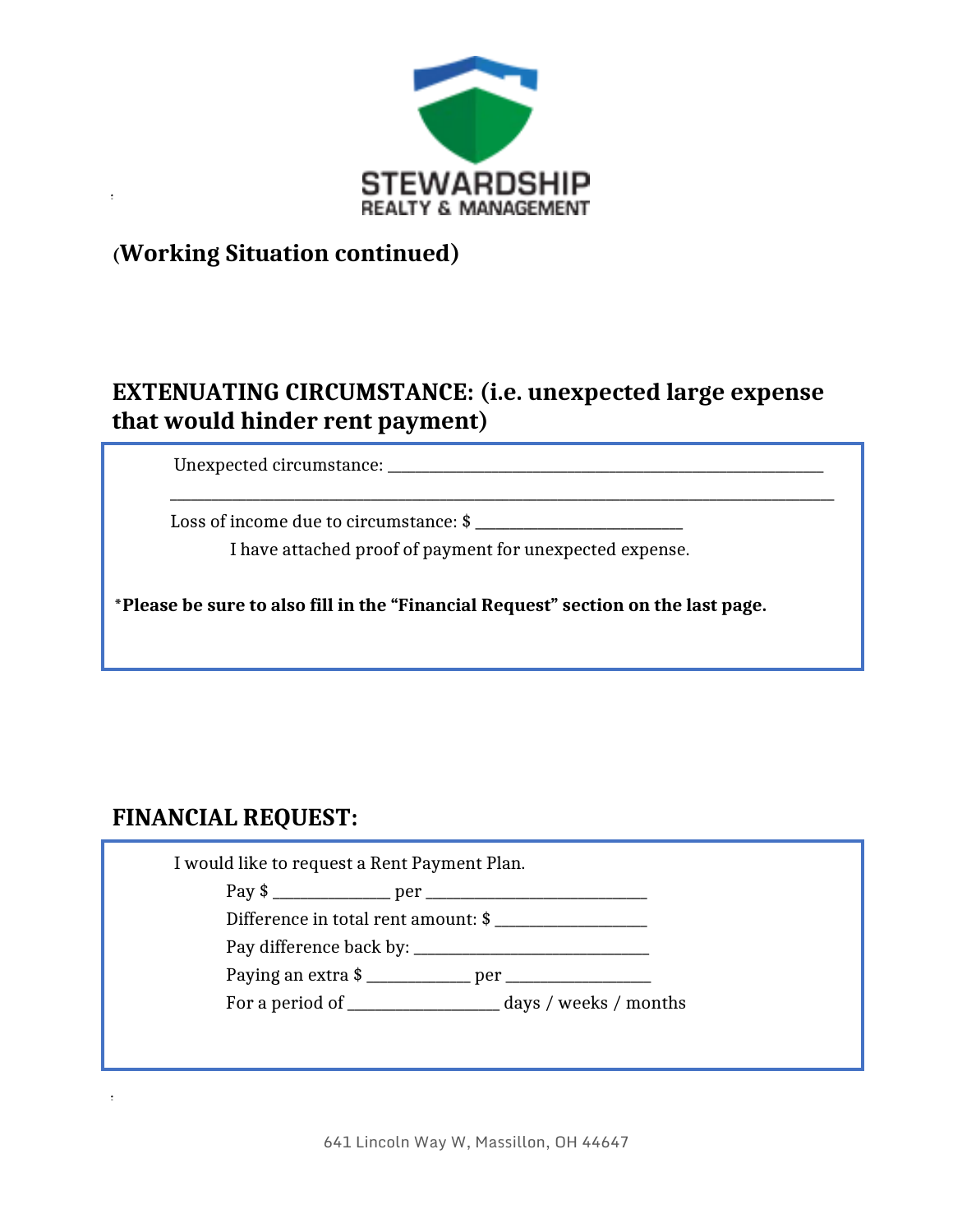STEWARDSHIP
REALTY & MANAGEMENT

(**Working Situation continued)**

## EXTENUATING CIRCUMSTANCE: (i.e. unexpected large expense that would hinder rent payment)

Unexpected circumstance: ___________________________________________________

_____________________________________________________________________________

Loss of income due to circumstance: $ ______________________

I have attached proof of payment for unexpected expense.

***Please be sure to also fill in the "Financial Request" section on the last page.**

## FINANCIAL REQUEST:

I would like to request a Rent Payment Plan.

Pay $ ____________ per _______________________

Difference in total rent amount: $ ________________

Pay difference back by: _________________________

Paying an extra $ ___________ per _______________

For a period of ________________ days / weeks / months

641 Lincoln Way W, Massillon, OH 44647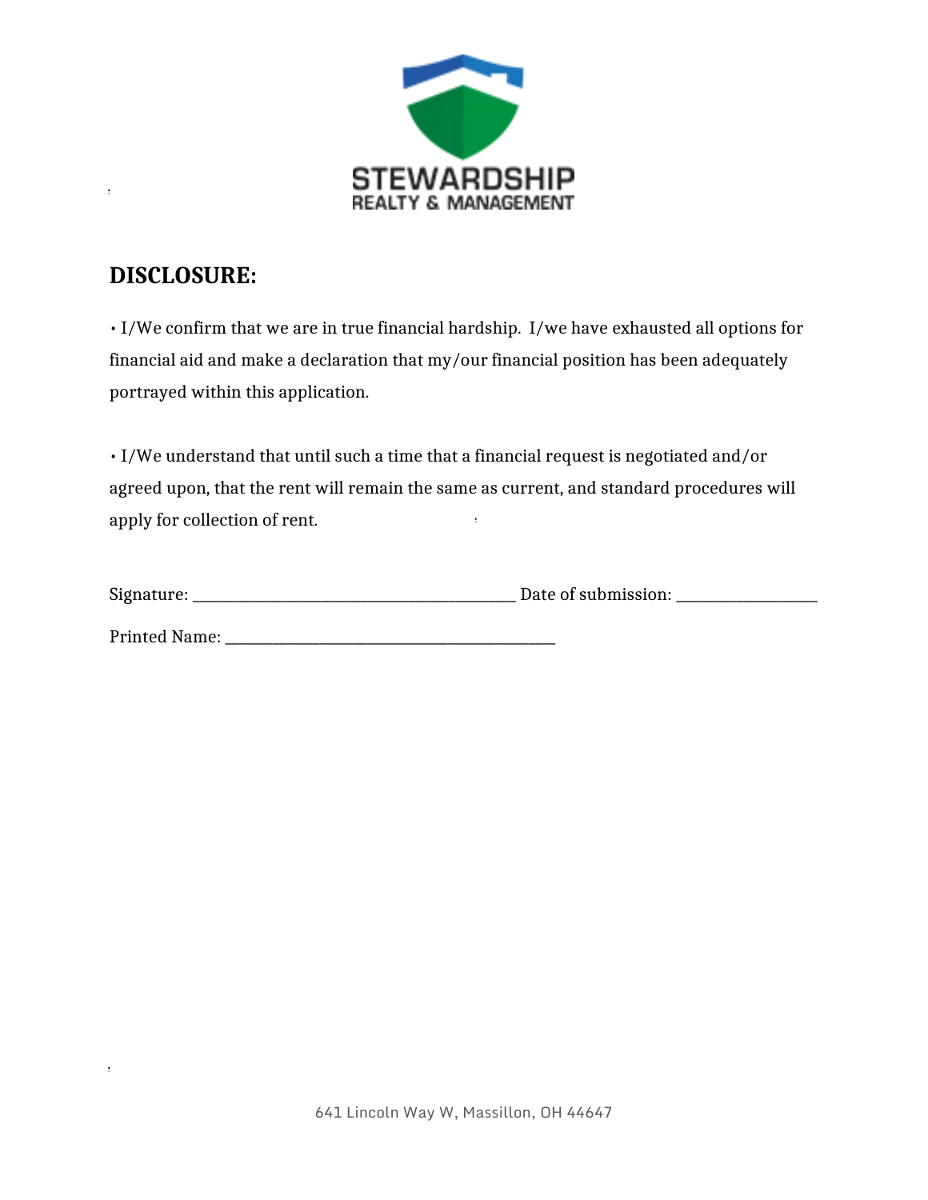STEWARDSHIP
REALTY & MANAGEMENT

## DISCLOSURE:

• I/We confirm that we are in true financial hardship. I/we have exhausted all options for financial aid and make a declaration that my/our financial position has been adequately portrayed within this application.

• I/We understand that until such a time that a financial request is negotiated and/or agreed upon, that the rent will remain the same as current, and standard procedures will apply for collection of rent.

Signature: ________________________________________ Date of submission: _________________

Printed Name: ________________________________________

641 Lincoln Way W, Massillon, OH 44647